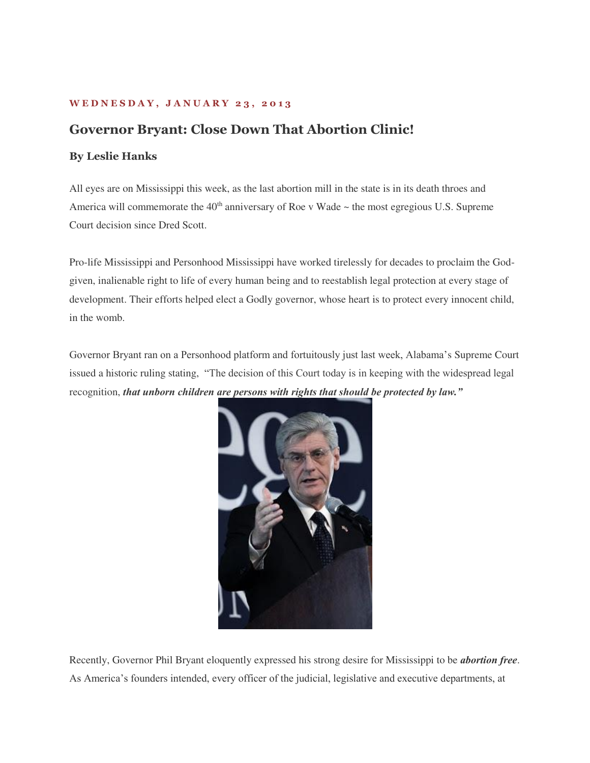**WEDNESDAY, JANUARY 23, 2013**

## Governor Bryant: Close Down That Abortion Clinic!

**By Leslie Hanks**

All eyes are on Mississippi this week, as the last abortion mill in the state is in its death throes and America will commemorate the 40th anniversary of Roe v Wade ~ the most egregious U.S. Supreme Court decision since Dred Scott.

Pro-life Mississippi and Personhood Mississippi have worked tirelessly for decades to proclaim the God-given, inalienable right to life of every human being and to reestablish legal protection at every stage of development. Their efforts helped elect a Godly governor, whose heart is to protect every innocent child, in the womb.

Governor Bryant ran on a Personhood platform and fortuitously just last week, Alabama's Supreme Court issued a historic ruling stating, "The decision of this Court today is in keeping with the widespread legal recognition, ***that unborn children are persons with rights that should be protected by law."***

Recently, Governor Phil Bryant eloquently expressed his strong desire for Mississippi to be ***abortion free***. As America's founders intended, every officer of the judicial, legislative and executive departments, at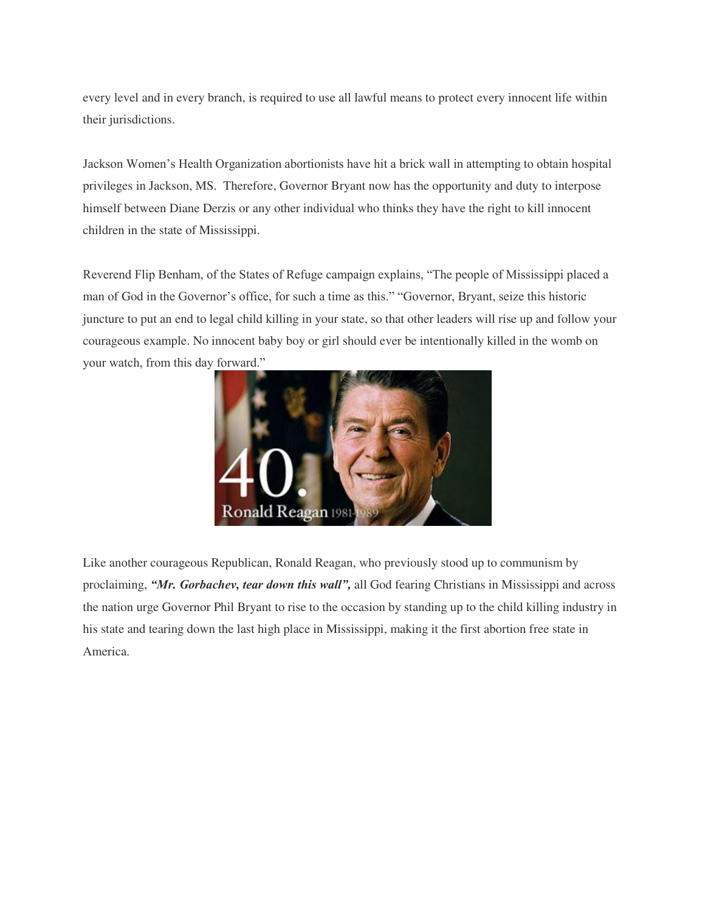every level and in every branch, is required to use all lawful means to protect every innocent life within their jurisdictions.

Jackson Women's Health Organization abortionists have hit a brick wall in attempting to obtain hospital privileges in Jackson, MS. Therefore, Governor Bryant now has the opportunity and duty to interpose himself between Diane Derzis or any other individual who thinks they have the right to kill innocent children in the state of Mississippi.

Reverend Flip Benham, of the States of Refuge campaign explains, "The people of Mississippi placed a man of God in the Governor's office, for such a time as this." "Governor, Bryant, seize this historic juncture to put an end to legal child killing in your state, so that other leaders will rise up and follow your courageous example. No innocent baby boy or girl should ever be intentionally killed in the womb on your watch, from this day forward."

Like another courageous Republican, Ronald Reagan, who previously stood up to communism by proclaiming, ***"Mr. Gorbachev, tear down this wall",*** all God fearing Christians in Mississippi and across the nation urge Governor Phil Bryant to rise to the occasion by standing up to the child killing industry in his state and tearing down the last high place in Mississippi, making it the first abortion free state in America.